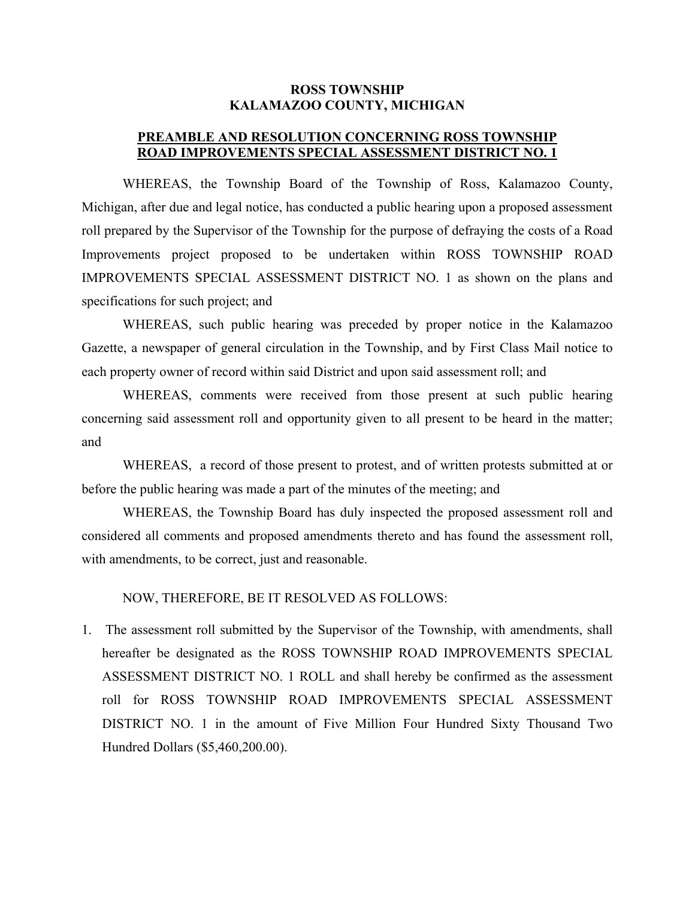**ROSS TOWNSHIP**
**KALAMAZOO COUNTY, MICHIGAN**

**PREAMBLE AND RESOLUTION CONCERNING ROSS TOWNSHIP ROAD IMPROVEMENTS SPECIAL ASSESSMENT DISTRICT NO. 1**

WHEREAS, the Township Board of the Township of Ross, Kalamazoo County, Michigan, after due and legal notice, has conducted a public hearing upon a proposed assessment roll prepared by the Supervisor of the Township for the purpose of defraying the costs of a Road Improvements project proposed to be undertaken within ROSS TOWNSHIP ROAD IMPROVEMENTS SPECIAL ASSESSMENT DISTRICT NO. 1 as shown on the plans and specifications for such project; and

WHEREAS, such public hearing was preceded by proper notice in the Kalamazoo Gazette, a newspaper of general circulation in the Township, and by First Class Mail notice to each property owner of record within said District and upon said assessment roll; and

WHEREAS, comments were received from those present at such public hearing concerning said assessment roll and opportunity given to all present to be heard in the matter; and

WHEREAS, a record of those present to protest, and of written protests submitted at or before the public hearing was made a part of the minutes of the meeting; and

WHEREAS, the Township Board has duly inspected the proposed assessment roll and considered all comments and proposed amendments thereto and has found the assessment roll, with amendments, to be correct, just and reasonable.

NOW, THEREFORE, BE IT RESOLVED AS FOLLOWS:

1. The assessment roll submitted by the Supervisor of the Township, with amendments, shall hereafter be designated as the ROSS TOWNSHIP ROAD IMPROVEMENTS SPECIAL ASSESSMENT DISTRICT NO. 1 ROLL and shall hereby be confirmed as the assessment roll for ROSS TOWNSHIP ROAD IMPROVEMENTS SPECIAL ASSESSMENT DISTRICT NO. 1 in the amount of Five Million Four Hundred Sixty Thousand Two Hundred Dollars ($5,460,200.00).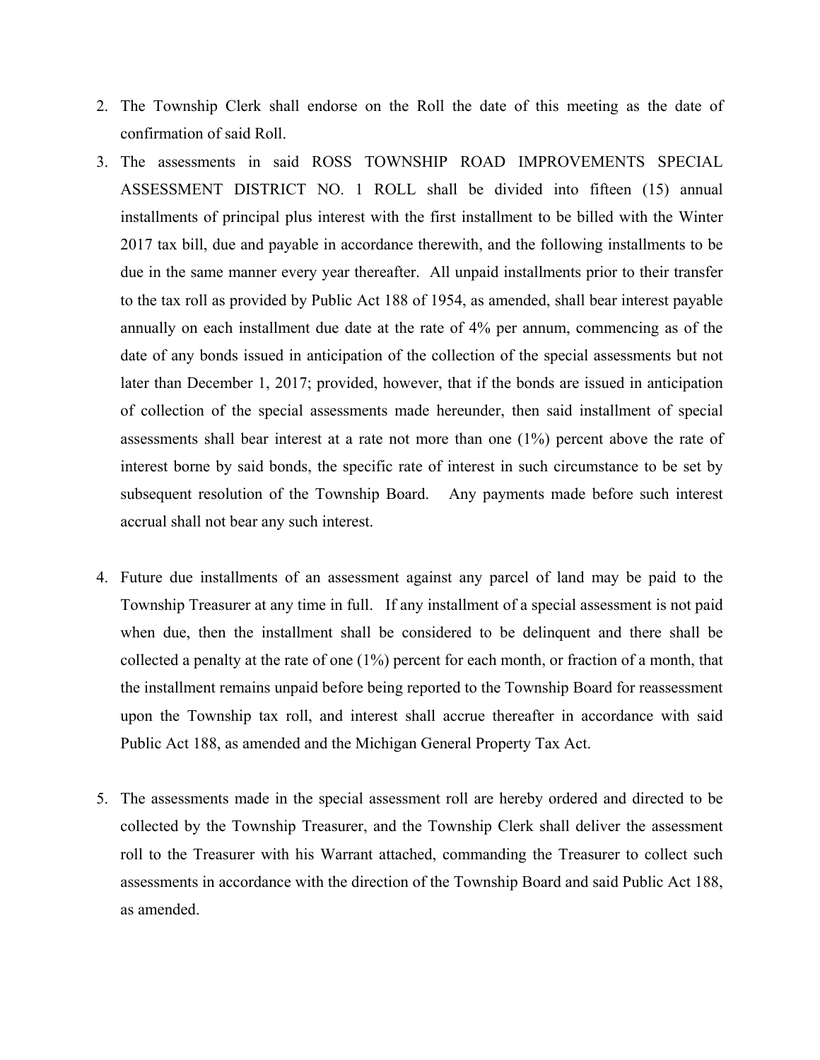2. The Township Clerk shall endorse on the Roll the date of this meeting as the date of confirmation of said Roll.
3. The assessments in said ROSS TOWNSHIP ROAD IMPROVEMENTS SPECIAL ASSESSMENT DISTRICT NO. 1 ROLL shall be divided into fifteen (15) annual installments of principal plus interest with the first installment to be billed with the Winter 2017 tax bill, due and payable in accordance therewith, and the following installments to be due in the same manner every year thereafter. All unpaid installments prior to their transfer to the tax roll as provided by Public Act 188 of 1954, as amended, shall bear interest payable annually on each installment due date at the rate of 4% per annum, commencing as of the date of any bonds issued in anticipation of the collection of the special assessments but not later than December 1, 2017; provided, however, that if the bonds are issued in anticipation of collection of the special assessments made hereunder, then said installment of special assessments shall bear interest at a rate not more than one (1%) percent above the rate of interest borne by said bonds, the specific rate of interest in such circumstance to be set by subsequent resolution of the Township Board. Any payments made before such interest accrual shall not bear any such interest.

4. Future due installments of an assessment against any parcel of land may be paid to the Township Treasurer at any time in full. If any installment of a special assessment is not paid when due, then the installment shall be considered to be delinquent and there shall be collected a penalty at the rate of one (1%) percent for each month, or fraction of a month, that the installment remains unpaid before being reported to the Township Board for reassessment upon the Township tax roll, and interest shall accrue thereafter in accordance with said Public Act 188, as amended and the Michigan General Property Tax Act.

5. The assessments made in the special assessment roll are hereby ordered and directed to be collected by the Township Treasurer, and the Township Clerk shall deliver the assessment roll to the Treasurer with his Warrant attached, commanding the Treasurer to collect such assessments in accordance with the direction of the Township Board and said Public Act 188, as amended.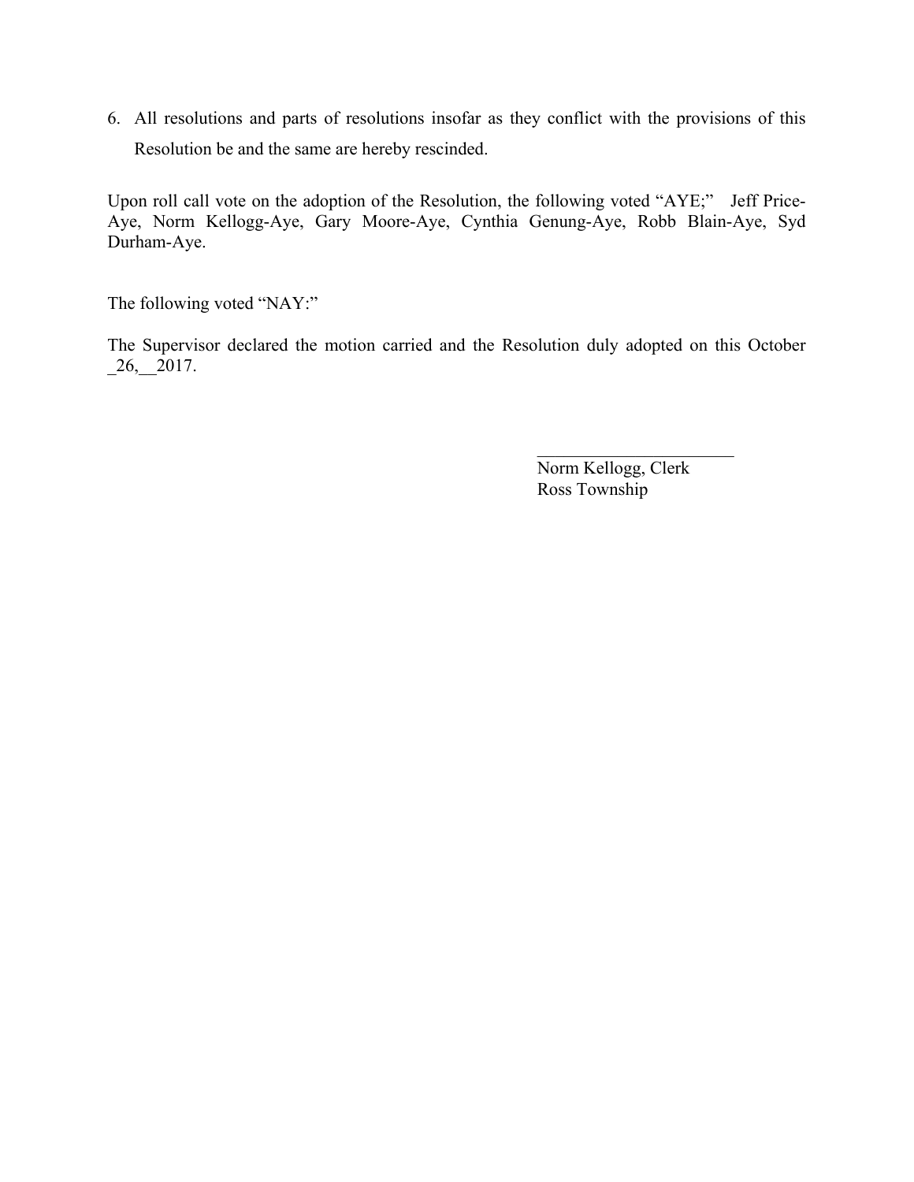6. All resolutions and parts of resolutions insofar as they conflict with the provisions of this Resolution be and the same are hereby rescinded.

Upon roll call vote on the adoption of the Resolution, the following voted "AYE;" Jeff Price-Aye, Norm Kellogg-Aye, Gary Moore-Aye, Cynthia Genung-Aye, Robb Blain-Aye, Syd Durham-Aye.

The following voted "NAY:"

The Supervisor declared the motion carried and the Resolution duly adopted on this October _26,__2017.

\_\_\_\_\_\_\_\_\_\_\_\_\_\_\_\_\_\_\_\_\_\_\_\_\_
Norm Kellogg, Clerk
Ross Township